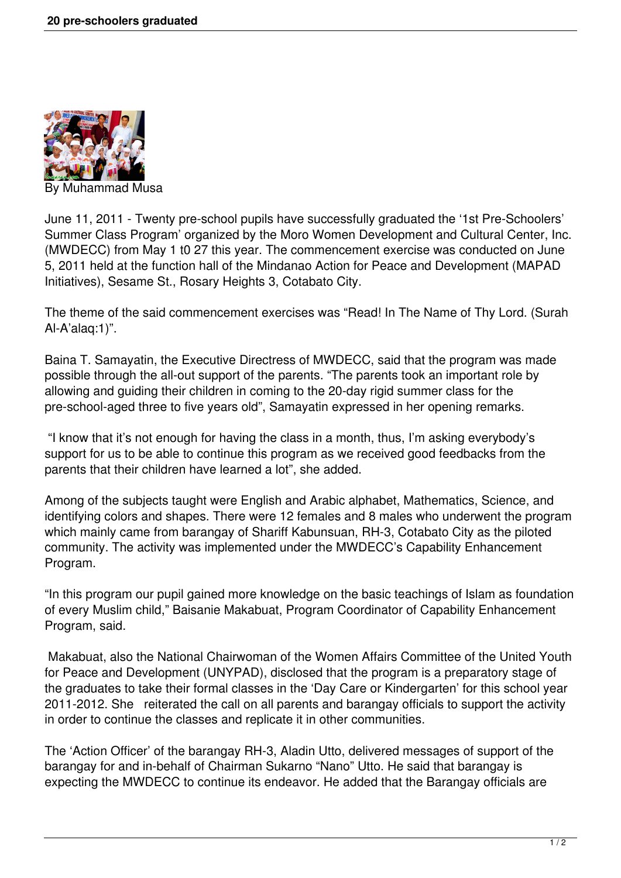# 20 pre-schoolers graduated

By Muhammad Musa

June 11, 2011 - Twenty pre-school pupils have successfully graduated the '1st Pre-Schoolers' Summer Class Program' organized by the Moro Women Development and Cultural Center, Inc. (MWDECC) from May 1 t0 27 this year. The commencement exercise was conducted on June 5, 2011 held at the function hall of the Mindanao Action for Peace and Development (MAPAD Initiatives), Sesame St., Rosary Heights 3, Cotabato City.

The theme of the said commencement exercises was "Read! In The Name of Thy Lord. (Surah Al-A'alaq:1)".

Baina T. Samayatin, the Executive Directress of MWDECC, said that the program was made possible through the all-out support of the parents. "The parents took an important role by allowing and guiding their children in coming to the 20-day rigid summer class for the pre-school-aged three to five years old", Samayatin expressed in her opening remarks.

"I know that it's not enough for having the class in a month, thus, I'm asking everybody's support for us to be able to continue this program as we received good feedbacks from the parents that their children have learned a lot", she added.

Among of the subjects taught were English and Arabic alphabet, Mathematics, Science, and identifying colors and shapes. There were 12 females and 8 males who underwent the program which mainly came from barangay of Shariff Kabunsuan, RH-3, Cotabato City as the piloted community. The activity was implemented under the MWDECC's Capability Enhancement Program.

"In this program our pupil gained more knowledge on the basic teachings of Islam as foundation of every Muslim child," Baisanie Makabuat, Program Coordinator of Capability Enhancement Program, said.

Makabuat, also the National Chairwoman of the Women Affairs Committee of the United Youth for Peace and Development (UNYPAD), disclosed that the program is a preparatory stage of the graduates to take their formal classes in the 'Day Care or Kindergarten' for this school year 2011-2012. She reiterated the call on all parents and barangay officials to support the activity in order to continue the classes and replicate it in other communities.

The 'Action Officer' of the barangay RH-3, Aladin Utto, delivered messages of support of the barangay for and in-behalf of Chairman Sukarno "Nano" Utto. He said that barangay is expecting the MWDECC to continue its endeavor. He added that the Barangay officials are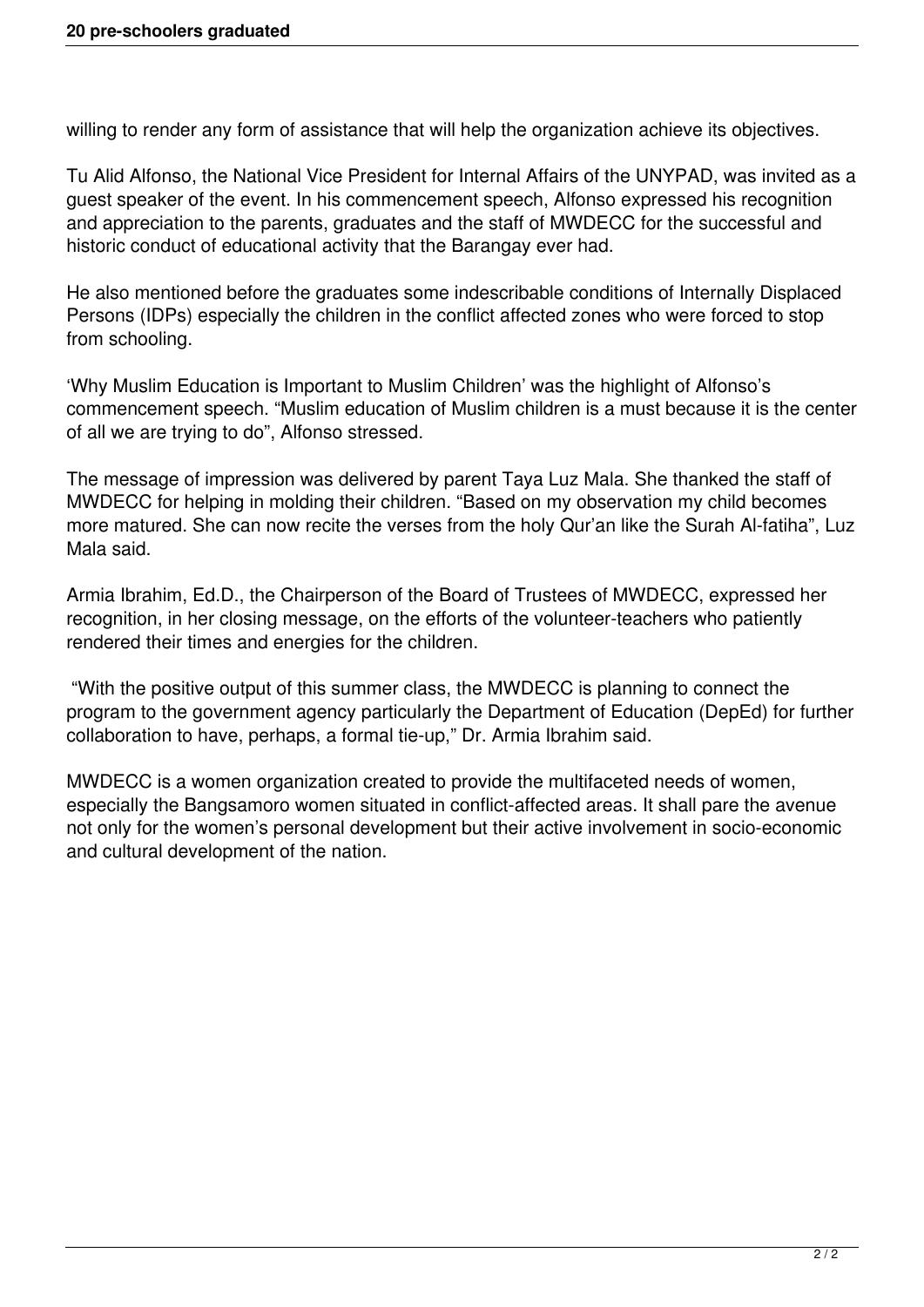willing to render any form of assistance that will help the organization achieve its objectives.

Tu Alid Alfonso, the National Vice President for Internal Affairs of the UNYPAD, was invited as a guest speaker of the event. In his commencement speech, Alfonso expressed his recognition and appreciation to the parents, graduates and the staff of MWDECC for the successful and historic conduct of educational activity that the Barangay ever had.

He also mentioned before the graduates some indescribable conditions of Internally Displaced Persons (IDPs) especially the children in the conflict affected zones who were forced to stop from schooling.

'Why Muslim Education is Important to Muslim Children' was the highlight of Alfonso's commencement speech. "Muslim education of Muslim children is a must because it is the center of all we are trying to do", Alfonso stressed.

The message of impression was delivered by parent Taya Luz Mala. She thanked the staff of MWDECC for helping in molding their children. "Based on my observation my child becomes more matured. She can now recite the verses from the holy Qur'an like the Surah Al-fatiha", Luz Mala said.

Armia Ibrahim, Ed.D., the Chairperson of the Board of Trustees of MWDECC, expressed her recognition, in her closing message, on the efforts of the volunteer-teachers who patiently rendered their times and energies for the children.

"With the positive output of this summer class, the MWDECC is planning to connect the program to the government agency particularly the Department of Education (DepEd) for further collaboration to have, perhaps, a formal tie-up," Dr. Armia Ibrahim said.

MWDECC is a women organization created to provide the multifaceted needs of women, especially the Bangsamoro women situated in conflict-affected areas. It shall pare the avenue not only for the women's personal development but their active involvement in socio-economic and cultural development of the nation.